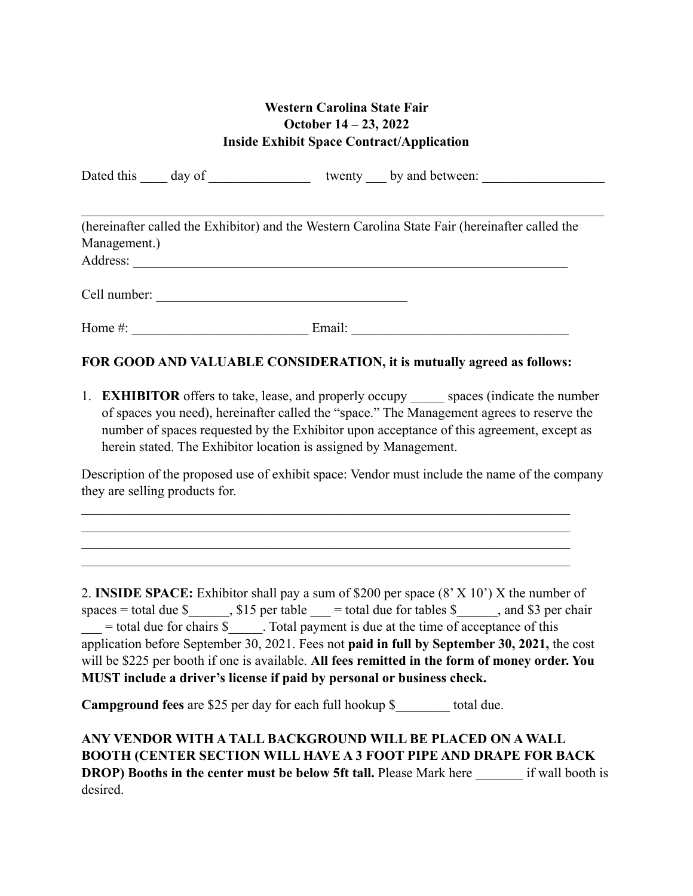**Western Carolina State Fair**
**October 14 – 23, 2022**
**Inside Exhibit Space Contract/Application**

Dated this ____ day of _______________ twenty ___ by and between: __________________

________________________________________________________________________________

(hereinafter called the Exhibitor) and the Western Carolina State Fair (hereinafter called the Management.)

Address: ____________________________________________________________________

Cell number: ______________________________________

Home #: __________________________ Email: ________________________________

**FOR GOOD AND VALUABLE CONSIDERATION, it is mutually agreed as follows:**

1. **EXHIBITOR** offers to take, lease, and properly occupy _____ spaces (indicate the number of spaces you need), hereinafter called the "space." The Management agrees to reserve the number of spaces requested by the Exhibitor upon acceptance of this agreement, except as herein stated. The Exhibitor location is assigned by Management.

Description of the proposed use of exhibit space: Vendor must include the name of the company they are selling products for.

___________________________________________________________________________
___________________________________________________________________________
___________________________________________________________________________
___________________________________________________________________________

2. **INSIDE SPACE:** Exhibitor shall pay a sum of $200 per space (8' X 10') X the number of spaces = total due $______, $15 per table ___ = total due for tables $______, and $3 per chair ___ = total due for chairs $_____. Total payment is due at the time of acceptance of this application before September 30, 2021. Fees not **paid in full by September 30, 2021,** the cost will be $225 per booth if one is available. **All fees remitted in the form of money order. You MUST include a driver's license if paid by personal or business check.**

**Campground fees** are $25 per day for each full hookup $________ total due.

**ANY VENDOR WITH A TALL BACKGROUND WILL BE PLACED ON A WALL BOOTH (CENTER SECTION WILL HAVE A 3 FOOT PIPE AND DRAPE FOR BACK DROP) Booths in the center must be below 5ft tall.** Please Mark here _______ if wall booth is desired.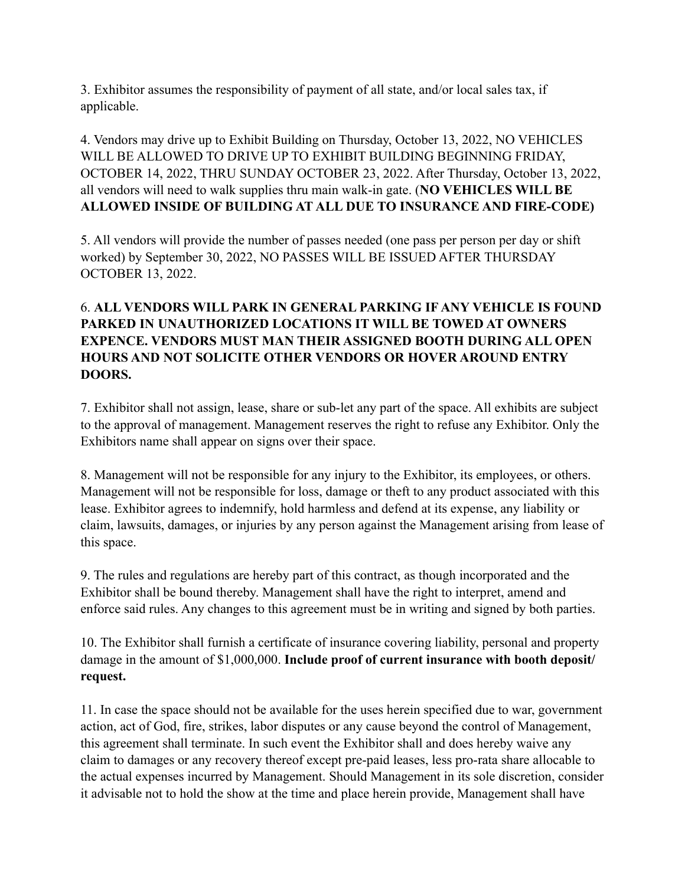3. Exhibitor assumes the responsibility of payment of all state, and/or local sales tax, if applicable.

4. Vendors may drive up to Exhibit Building on Thursday, October 13, 2022, NO VEHICLES WILL BE ALLOWED TO DRIVE UP TO EXHIBIT BUILDING BEGINNING FRIDAY, OCTOBER 14, 2022, THRU SUNDAY OCTOBER 23, 2022. After Thursday, October 13, 2022, all vendors will need to walk supplies thru main walk-in gate. (**NO VEHICLES WILL BE ALLOWED INSIDE OF BUILDING AT ALL DUE TO INSURANCE AND FIRE-CODE)**

5. All vendors will provide the number of passes needed (one pass per person per day or shift worked) by September 30, 2022, NO PASSES WILL BE ISSUED AFTER THURSDAY OCTOBER 13, 2022.

6. **ALL VENDORS WILL PARK IN GENERAL PARKING IF ANY VEHICLE IS FOUND PARKED IN UNAUTHORIZED LOCATIONS IT WILL BE TOWED AT OWNERS EXPENCE. VENDORS MUST MAN THEIR ASSIGNED BOOTH DURING ALL OPEN HOURS AND NOT SOLICITE OTHER VENDORS OR HOVER AROUND ENTRY DOORS.**

7. Exhibitor shall not assign, lease, share or sub-let any part of the space. All exhibits are subject to the approval of management. Management reserves the right to refuse any Exhibitor. Only the Exhibitors name shall appear on signs over their space.

8. Management will not be responsible for any injury to the Exhibitor, its employees, or others. Management will not be responsible for loss, damage or theft to any product associated with this lease. Exhibitor agrees to indemnify, hold harmless and defend at its expense, any liability or claim, lawsuits, damages, or injuries by any person against the Management arising from lease of this space.

9. The rules and regulations are hereby part of this contract, as though incorporated and the Exhibitor shall be bound thereby. Management shall have the right to interpret, amend and enforce said rules. Any changes to this agreement must be in writing and signed by both parties.

10. The Exhibitor shall furnish a certificate of insurance covering liability, personal and property damage in the amount of $1,000,000. **Include proof of current insurance with booth deposit/ request.**

11. In case the space should not be available for the uses herein specified due to war, government action, act of God, fire, strikes, labor disputes or any cause beyond the control of Management, this agreement shall terminate. In such event the Exhibitor shall and does hereby waive any claim to damages or any recovery thereof except pre-paid leases, less pro-rata share allocable to the actual expenses incurred by Management. Should Management in its sole discretion, consider it advisable not to hold the show at the time and place herein provide, Management shall have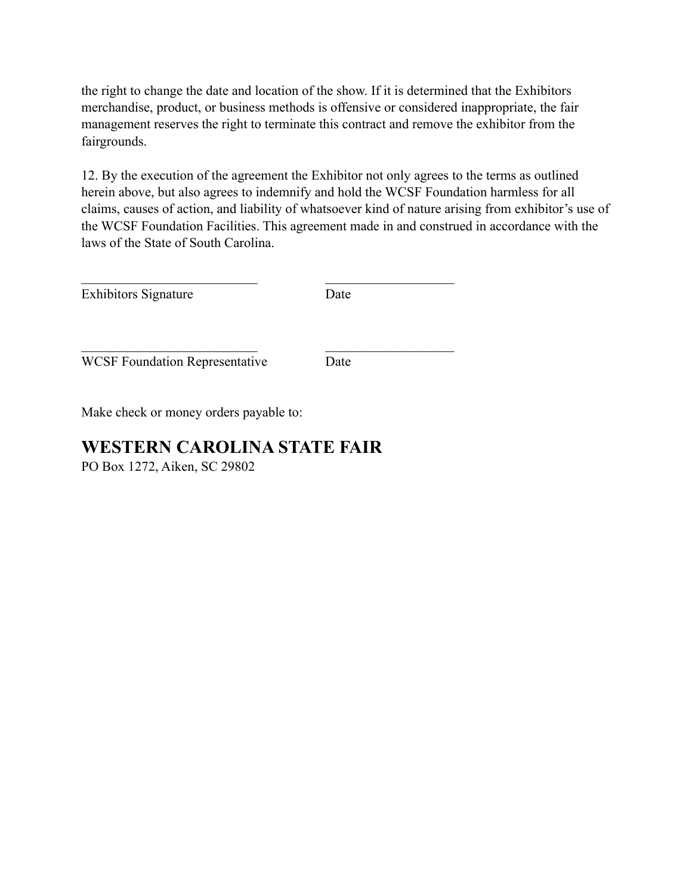the right to change the date and location of the show. If it is determined that the Exhibitors merchandise, product, or business methods is offensive or considered inappropriate, the fair management reserves the right to terminate this contract and remove the exhibitor from the fairgrounds.

12. By the execution of the agreement the Exhibitor not only agrees to the terms as outlined herein above, but also agrees to indemnify and hold the WCSF Foundation harmless for all claims, causes of action, and liability of whatsoever kind of nature arising from exhibitor's use of the WCSF Foundation Facilities. This agreement made in and construed in accordance with the laws of the State of South Carolina.

\_\_\_\_\_\_\_\_\_\_\_\_\_\_\_\_\_\_\_\_\_\_\_\_\_\_\_ \_\_\_\_\_\_\_\_\_\_\_\_\_\_\_\_\_\_\_\_

Exhibitors Signature Date

\_\_\_\_\_\_\_\_\_\_\_\_\_\_\_\_\_\_\_\_\_\_\_\_\_\_\_ \_\_\_\_\_\_\_\_\_\_\_\_\_\_\_\_\_\_\_\_

WCSF Foundation Representative Date

Make check or money orders payable to:

## WESTERN CAROLINA STATE FAIR

PO Box 1272, Aiken, SC 29802